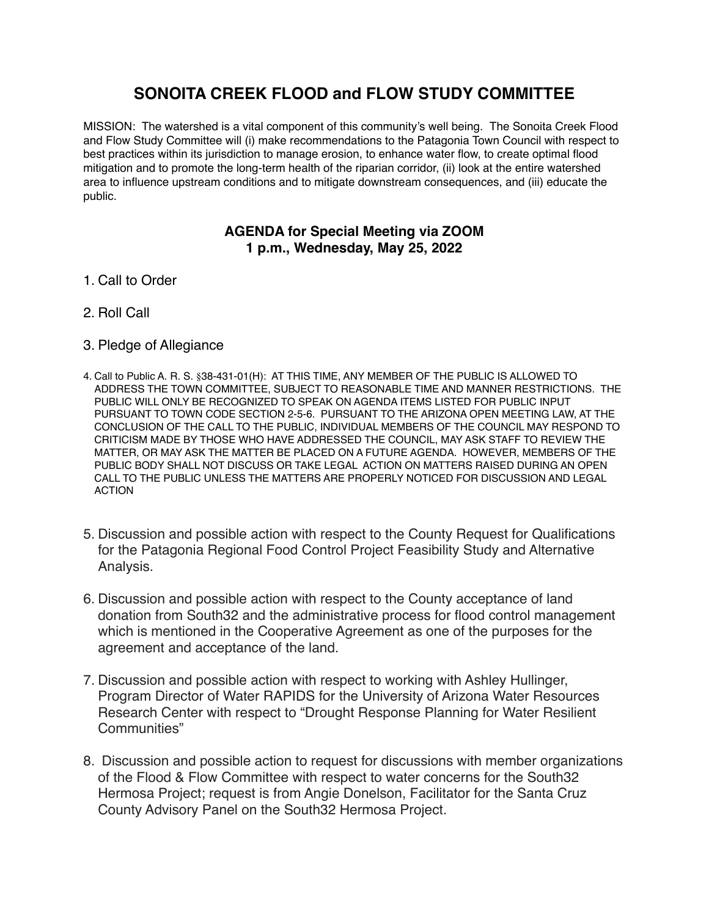# SONOITA CREEK FLOOD and FLOW STUDY COMMITTEE

MISSION: The watershed is a vital component of this community's well being. The Sonoita Creek Flood and Flow Study Committee will (i) make recommendations to the Patagonia Town Council with respect to best practices within its jurisdiction to manage erosion, to enhance water flow, to create optimal flood mitigation and to promote the long-term health of the riparian corridor, (ii) look at the entire watershed area to influence upstream conditions and to mitigate downstream consequences, and (iii) educate the public.

### AGENDA for Special Meeting via ZOOM
### 1 p.m., Wednesday, May 25, 2022

1. Call to Order

2. Roll Call

3. Pledge of Allegiance

4. Call to Public A. R. S. §38-431-01(H): AT THIS TIME, ANY MEMBER OF THE PUBLIC IS ALLOWED TO ADDRESS THE TOWN COMMITTEE, SUBJECT TO REASONABLE TIME AND MANNER RESTRICTIONS. THE PUBLIC WILL ONLY BE RECOGNIZED TO SPEAK ON AGENDA ITEMS LISTED FOR PUBLIC INPUT PURSUANT TO TOWN CODE SECTION 2-5-6. PURSUANT TO THE ARIZONA OPEN MEETING LAW, AT THE CONCLUSION OF THE CALL TO THE PUBLIC, INDIVIDUAL MEMBERS OF THE COUNCIL MAY RESPOND TO CRITICISM MADE BY THOSE WHO HAVE ADDRESSED THE COUNCIL, MAY ASK STAFF TO REVIEW THE MATTER, OR MAY ASK THE MATTER BE PLACED ON A FUTURE AGENDA. HOWEVER, MEMBERS OF THE PUBLIC BODY SHALL NOT DISCUSS OR TAKE LEGAL ACTION ON MATTERS RAISED DURING AN OPEN CALL TO THE PUBLIC UNLESS THE MATTERS ARE PROPERLY NOTICED FOR DISCUSSION AND LEGAL ACTION

5. Discussion and possible action with respect to the County Request for Qualifications for the Patagonia Regional Food Control Project Feasibility Study and Alternative Analysis.

6. Discussion and possible action with respect to the County acceptance of land donation from South32 and the administrative process for flood control management which is mentioned in the Cooperative Agreement as one of the purposes for the agreement and acceptance of the land.

7. Discussion and possible action with respect to working with Ashley Hullinger, Program Director of Water RAPIDS for the University of Arizona Water Resources Research Center with respect to "Drought Response Planning for Water Resilient Communities"

8. Discussion and possible action to request for discussions with member organizations of the Flood & Flow Committee with respect to water concerns for the South32 Hermosa Project; request is from Angie Donelson, Facilitator for the Santa Cruz County Advisory Panel on the South32 Hermosa Project.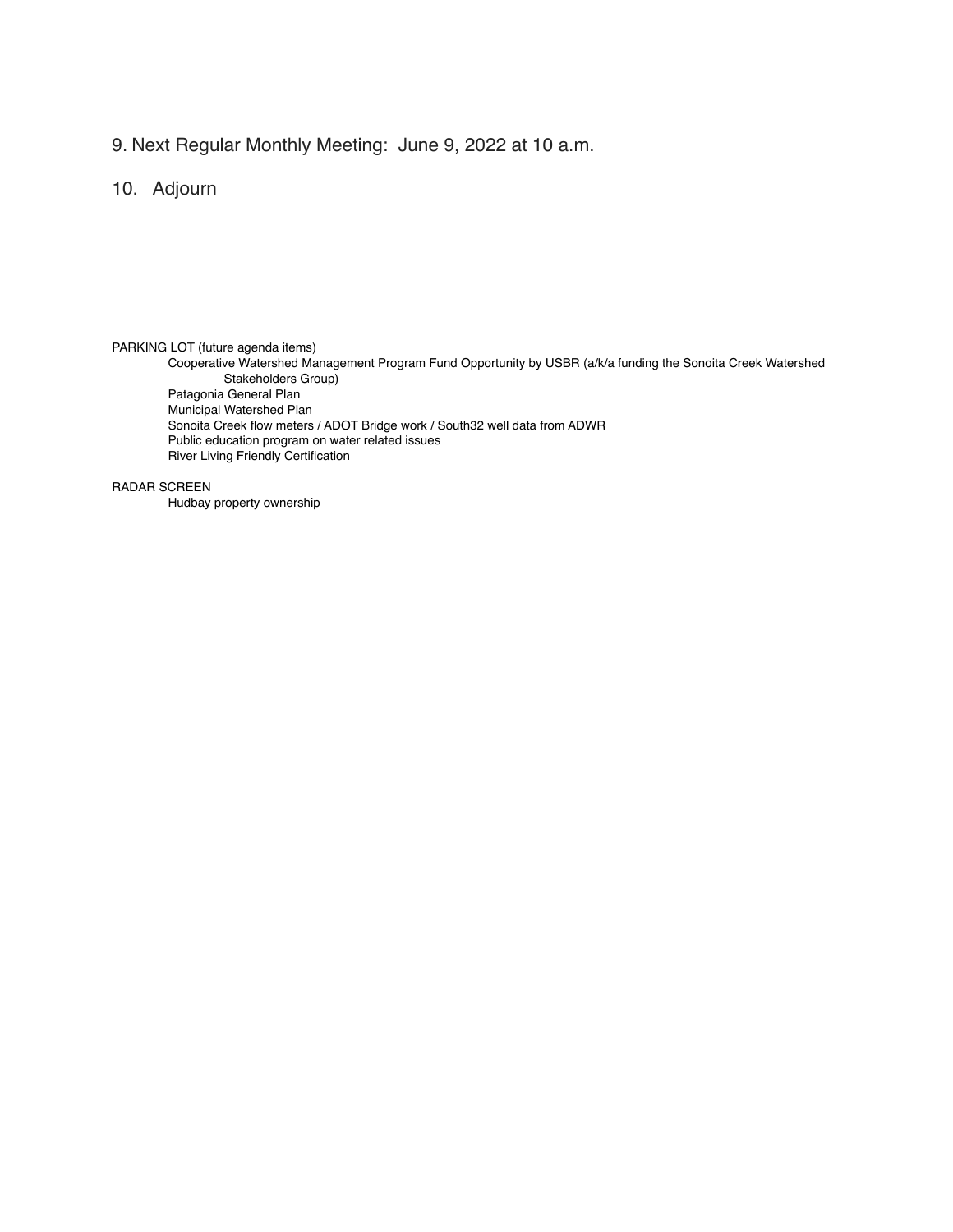9. Next Regular Monthly Meeting: June 9, 2022 at 10 a.m.

10. Adjourn

PARKING LOT (future agenda items)

- Cooperative Watershed Management Program Fund Opportunity by USBR (a/k/a funding the Sonoita Creek Watershed Stakeholders Group)
- Patagonia General Plan
- Municipal Watershed Plan
- Sonoita Creek flow meters / ADOT Bridge work / South32 well data from ADWR
- Public education program on water related issues
- River Living Friendly Certification

RADAR SCREEN

- Hudbay property ownership